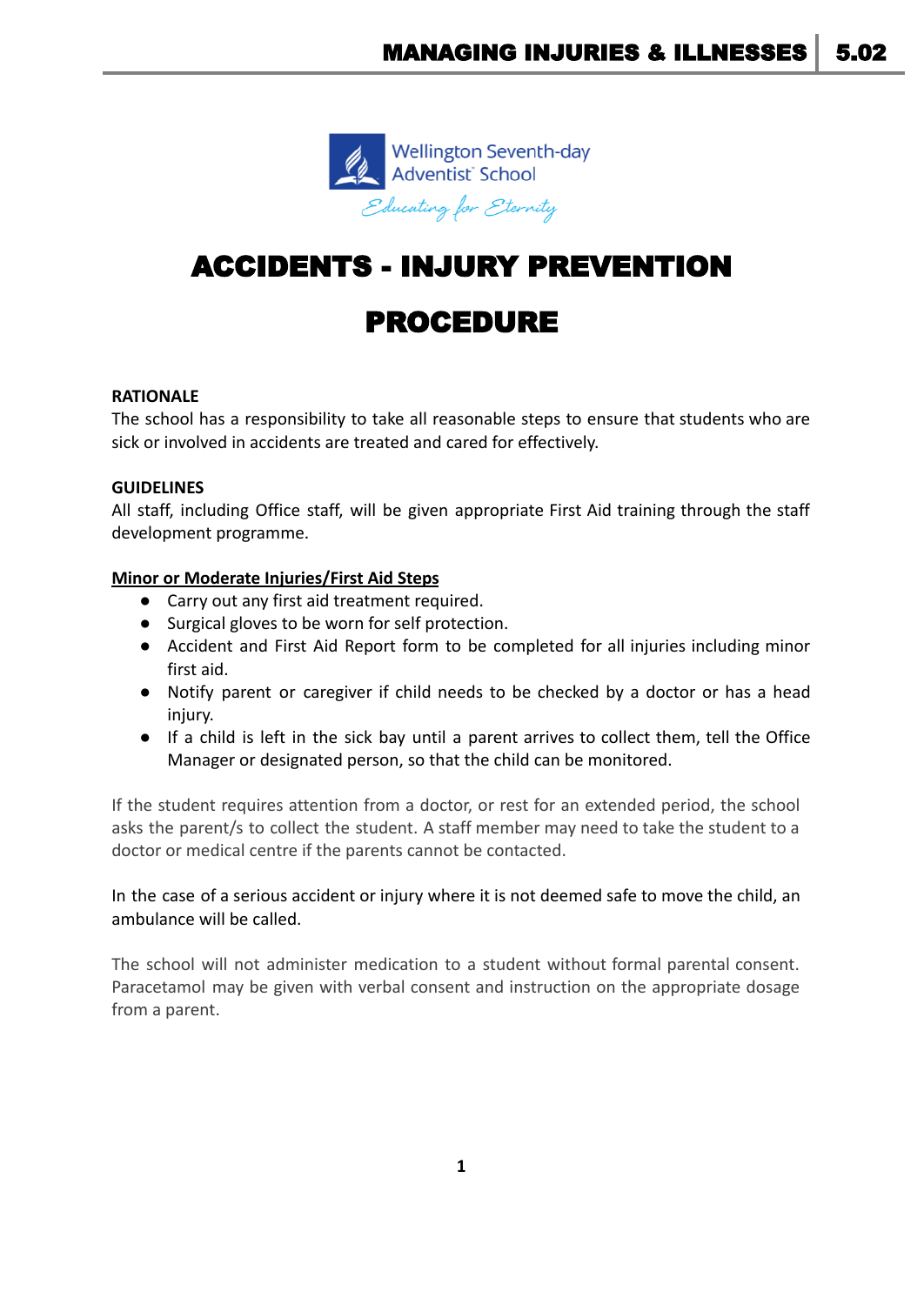# ACCIDENTS - INJURY PREVENTION PROCEDURE

**RATIONALE**

The school has a responsibility to take all reasonable steps to ensure that students who are sick or involved in accidents are treated and cared for effectively.

**GUIDELINES**

All staff, including Office staff, will be given appropriate First Aid training through the staff development programme.

**Minor or Moderate Injuries/First Aid Steps**

- Carry out any first aid treatment required.
- Surgical gloves to be worn for self protection.
- Accident and First Aid Report form to be completed for all injuries including minor first aid.
- Notify parent or caregiver if child needs to be checked by a doctor or has a head injury.
- If a child is left in the sick bay until a parent arrives to collect them, tell the Office Manager or designated person, so that the child can be monitored.

If the student requires attention from a doctor, or rest for an extended period, the school asks the parent/s to collect the student. A staff member may need to take the student to a doctor or medical centre if the parents cannot be contacted.

In the case of a serious accident or injury where it is not deemed safe to move the child, an ambulance will be called.

The school will not administer medication to a student without formal parental consent. Paracetamol may be given with verbal consent and instruction on the appropriate dosage from a parent.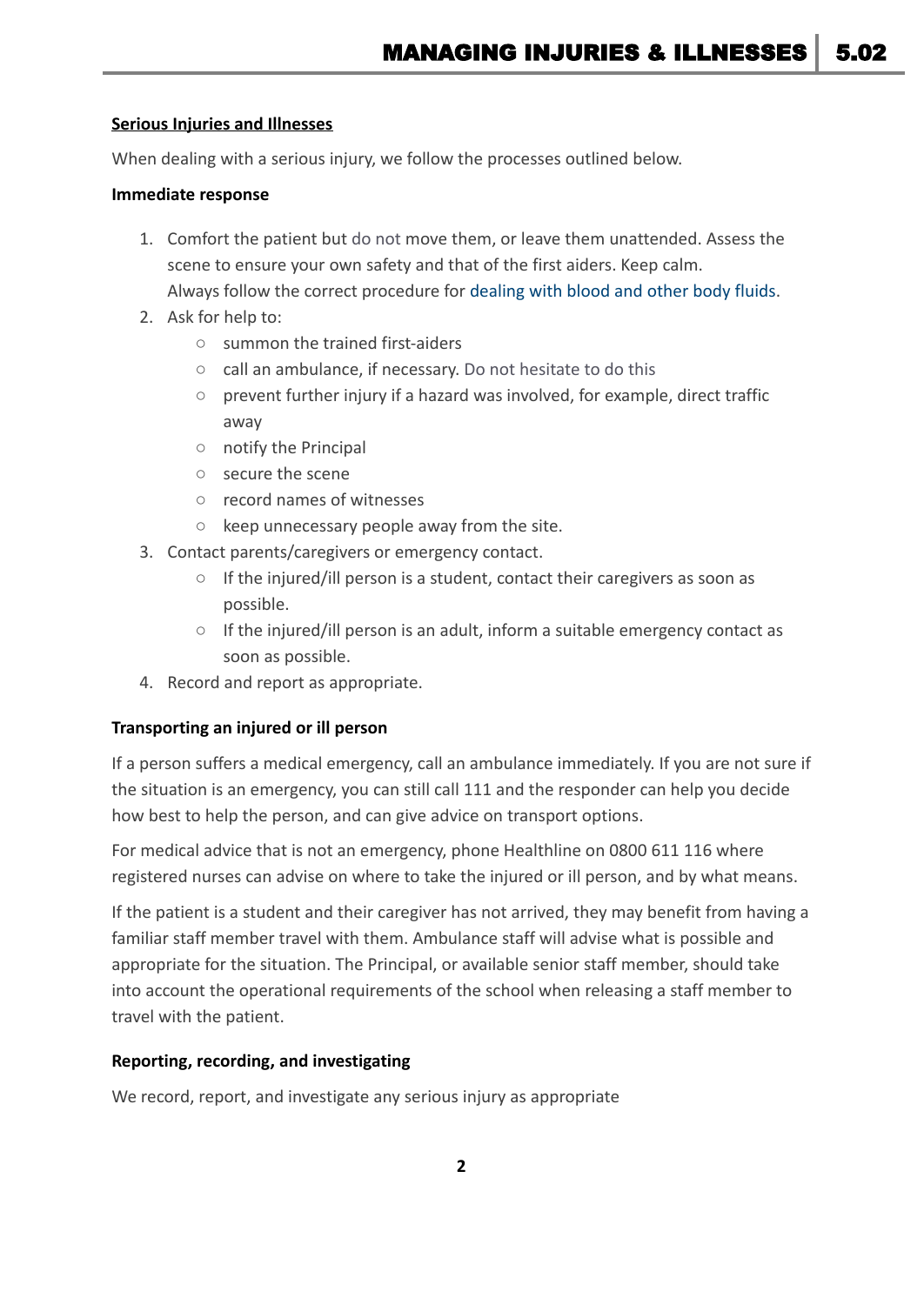**Serious Injuries and Illnesses**

When dealing with a serious injury, we follow the processes outlined below.

**Immediate response**

1. Comfort the patient but do not move them, or leave them unattended. Assess the scene to ensure your own safety and that of the first aiders. Keep calm. Always follow the correct procedure for dealing with blood and other body fluids.
2. Ask for help to:
    - summon the trained first-aiders
    - call an ambulance, if necessary. Do not hesitate to do this
    - prevent further injury if a hazard was involved, for example, direct traffic away
    - notify the Principal
    - secure the scene
    - record names of witnesses
    - keep unnecessary people away from the site.
3. Contact parents/caregivers or emergency contact.
    - If the injured/ill person is a student, contact their caregivers as soon as possible.
    - If the injured/ill person is an adult, inform a suitable emergency contact as soon as possible.
4. Record and report as appropriate.

**Transporting an injured or ill person**

If a person suffers a medical emergency, call an ambulance immediately. If you are not sure if the situation is an emergency, you can still call 111 and the responder can help you decide how best to help the person, and can give advice on transport options.

For medical advice that is not an emergency, phone Healthline on 0800 611 116 where registered nurses can advise on where to take the injured or ill person, and by what means.

If the patient is a student and their caregiver has not arrived, they may benefit from having a familiar staff member travel with them. Ambulance staff will advise what is possible and appropriate for the situation. The Principal, or available senior staff member, should take into account the operational requirements of the school when releasing a staff member to travel with the patient.

**Reporting, recording, and investigating**

We record, report, and investigate any serious injury as appropriate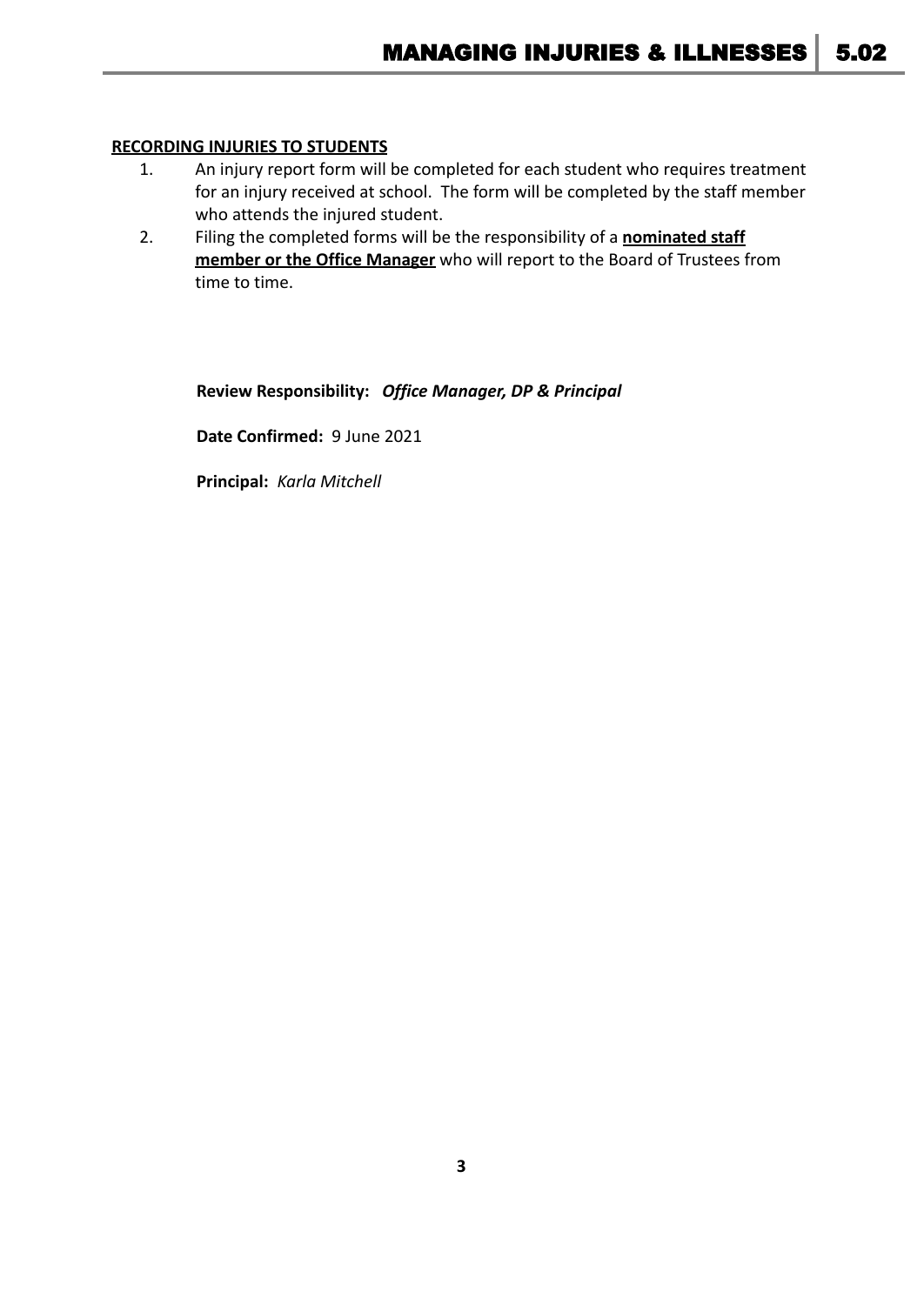## RECORDING INJURIES TO STUDENTS

1. An injury report form will be completed for each student who requires treatment for an injury received at school. The form will be completed by the staff member who attends the injured student.
2. Filing the completed forms will be the responsibility of a **nominated staff member or the Office Manager** who will report to the Board of Trustees from time to time.

**Review Responsibility:** ***Office Manager, DP & Principal***

**Date Confirmed:** 9 June 2021

**Principal:** *Karla Mitchell*